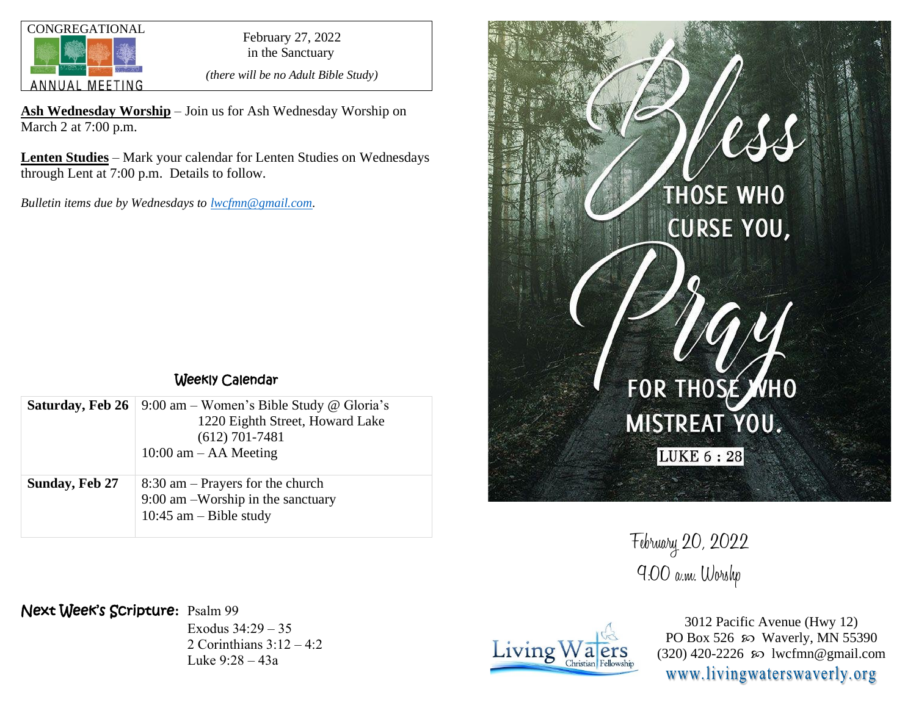**CONGREGATIONAL ANNUAL MEETING**

February 27, 2022
in the Sanctuary

*(there will be no Adult Bible Study)*

**Ash Wednesday Worship** – Join us for Ash Wednesday Worship on March 2 at 7:00 p.m.

**Lenten Studies** – Mark your calendar for Lenten Studies on Wednesdays through Lent at 7:00 p.m. Details to follow.

*Bulletin items due by Wednesdays to lwcfmn@gmail.com.*

## Weekly Calendar

| | |
|---|---|
| **Saturday, Feb 26** | 9:00 am – Women's Bible Study @ Gloria's<br>1220 Eighth Street, Howard Lake<br>(612) 701-7481<br>10:00 am – AA Meeting |
| **Sunday, Feb 27** | 8:30 am – Prayers for the church<br>9:00 am –Worship in the sanctuary<br>10:45 am – Bible study |

**Next Week's Scripture:** Psalm 99
Exodus 34:29 – 35
2 Corinthians 3:12 – 4:2
Luke 9:28 – 43a

Bless those who curse you, Pray for those who mistreat you. LUKE 6 : 28

February 20, 2022
9:00 a.m. Worship

Living Waters Christian Fellowship

3012 Pacific Avenue (Hwy 12)
PO Box 526 ꩜ Waverly, MN 55390
(320) 420-2226 ꩜ lwcfmn@gmail.com
www.livingwaterswaverly.org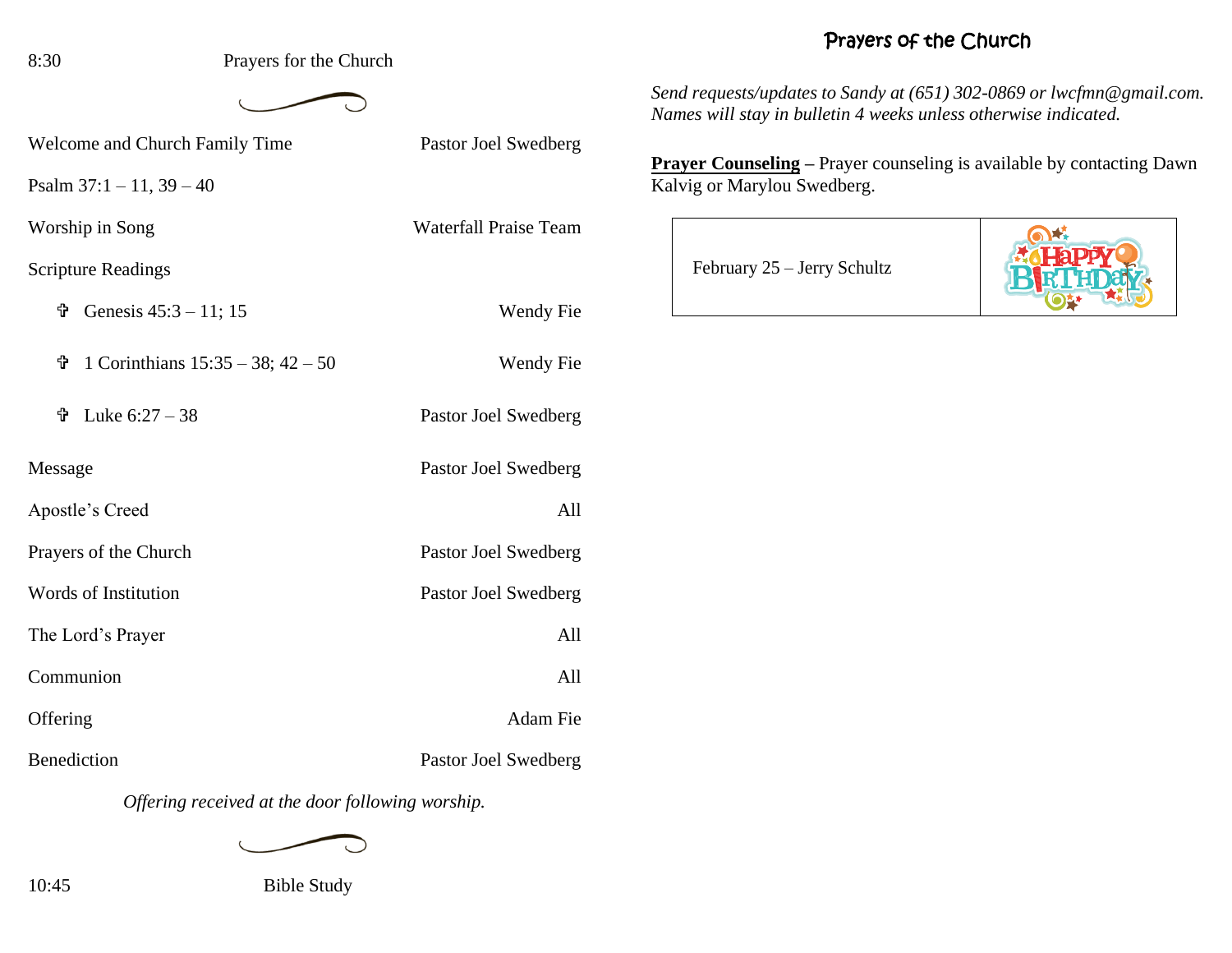8:30 Prayers for the Church

| | |
|---|---|
| Welcome and Church Family Time | Pastor Joel Swedberg |
| Psalm 37:1 – 11, 39 – 40 | |
| Worship in Song | Waterfall Praise Team |
| Scripture Readings | |
| ✞ Genesis 45:3 – 11; 15 | Wendy Fie |
| ✞ 1 Corinthians 15:35 – 38; 42 – 50 | Wendy Fie |
| ✞ Luke 6:27 – 38 | Pastor Joel Swedberg |
| Message | Pastor Joel Swedberg |
| Apostle's Creed | All |
| Prayers of the Church | Pastor Joel Swedberg |
| Words of Institution | Pastor Joel Swedberg |
| The Lord's Prayer | All |
| Communion | All |
| Offering | Adam Fie |
| Benediction | Pastor Joel Swedberg |

*Offering received at the door following worship.*

10:45 Bible Study

## Prayers of the Church

*Send requests/updates to Sandy at (651) 302-0869 or lwcfmn@gmail.com. Names will stay in bulletin 4 weeks unless otherwise indicated.*

**Prayer Counseling –** Prayer counseling is available by contacting Dawn Kalvig or Marylou Swedberg.

| | |
|---|---|
| February 25 – Jerry Schultz | HAPPY BIRTHDAY |